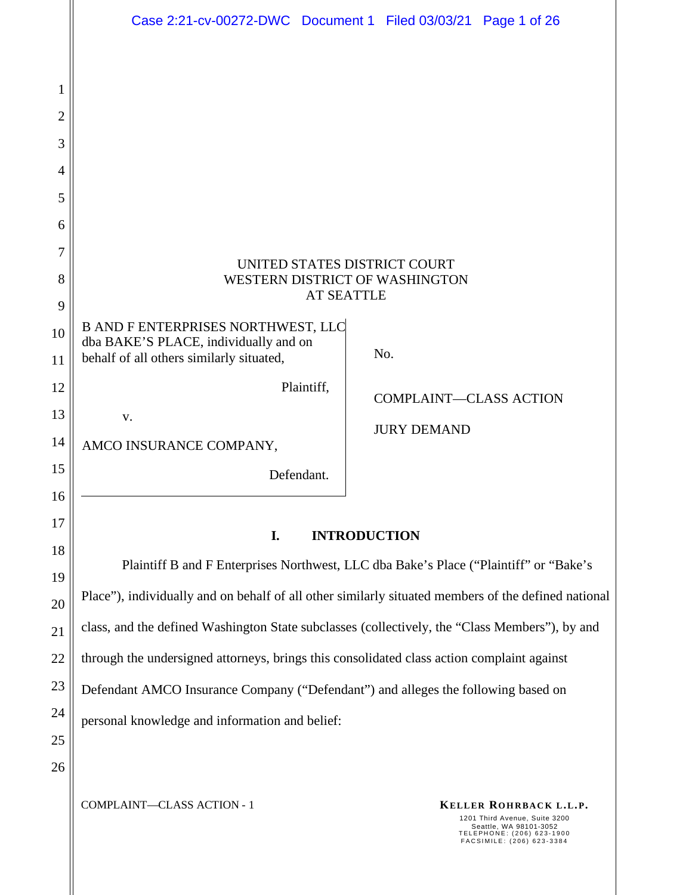UNITED STATES DISTRICT COURT
WESTERN DISTRICT OF WASHINGTON
AT SEATTLE

| | |
|---|---|
| B AND F ENTERPRISES NORTHWEST, LLC dba BAKE'S PLACE, individually and on behalf of all others similarly situated,<br><br>Plaintiff,<br><br>v.<br><br>AMCO INSURANCE COMPANY,<br><br>Defendant. | No.<br><br>COMPLAINT—CLASS ACTION<br><br>JURY DEMAND |

## I. INTRODUCTION

Plaintiff B and F Enterprises Northwest, LLC dba Bake's Place ("Plaintiff" or "Bake's Place"), individually and on behalf of all other similarly situated members of the defined national class, and the defined Washington State subclasses (collectively, the "Class Members"), by and through the undersigned attorneys, brings this consolidated class action complaint against Defendant AMCO Insurance Company ("Defendant") and alleges the following based on personal knowledge and information and belief: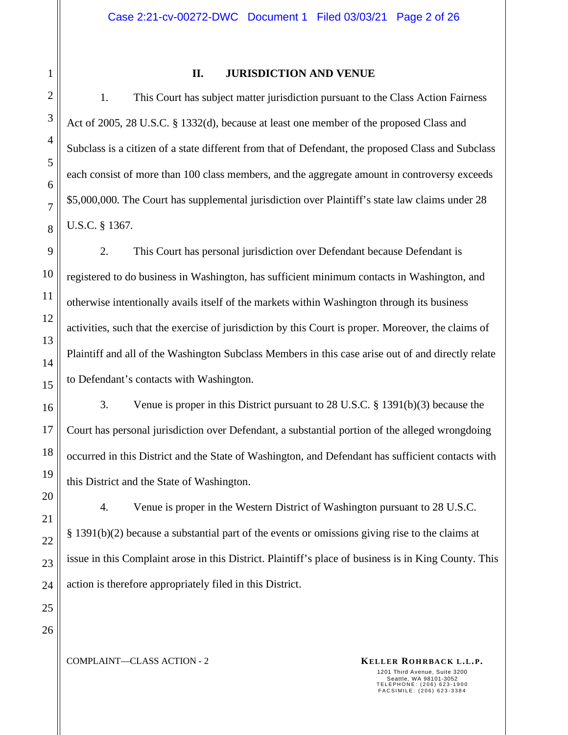## II. JURISDICTION AND VENUE

1. This Court has subject matter jurisdiction pursuant to the Class Action Fairness Act of 2005, 28 U.S.C. § 1332(d), because at least one member of the proposed Class and Subclass is a citizen of a state different from that of Defendant, the proposed Class and Subclass each consist of more than 100 class members, and the aggregate amount in controversy exceeds $5,000,000. The Court has supplemental jurisdiction over Plaintiff's state law claims under 28 U.S.C. § 1367.

2. This Court has personal jurisdiction over Defendant because Defendant is registered to do business in Washington, has sufficient minimum contacts in Washington, and otherwise intentionally avails itself of the markets within Washington through its business activities, such that the exercise of jurisdiction by this Court is proper. Moreover, the claims of Plaintiff and all of the Washington Subclass Members in this case arise out of and directly relate to Defendant's contacts with Washington.

3. Venue is proper in this District pursuant to 28 U.S.C. § 1391(b)(3) because the Court has personal jurisdiction over Defendant, a substantial portion of the alleged wrongdoing occurred in this District and the State of Washington, and Defendant has sufficient contacts with this District and the State of Washington.

4. Venue is proper in the Western District of Washington pursuant to 28 U.S.C. § 1391(b)(2) because a substantial part of the events or omissions giving rise to the claims at issue in this Complaint arose in this District. Plaintiff's place of business is in King County. This action is therefore appropriately filed in this District.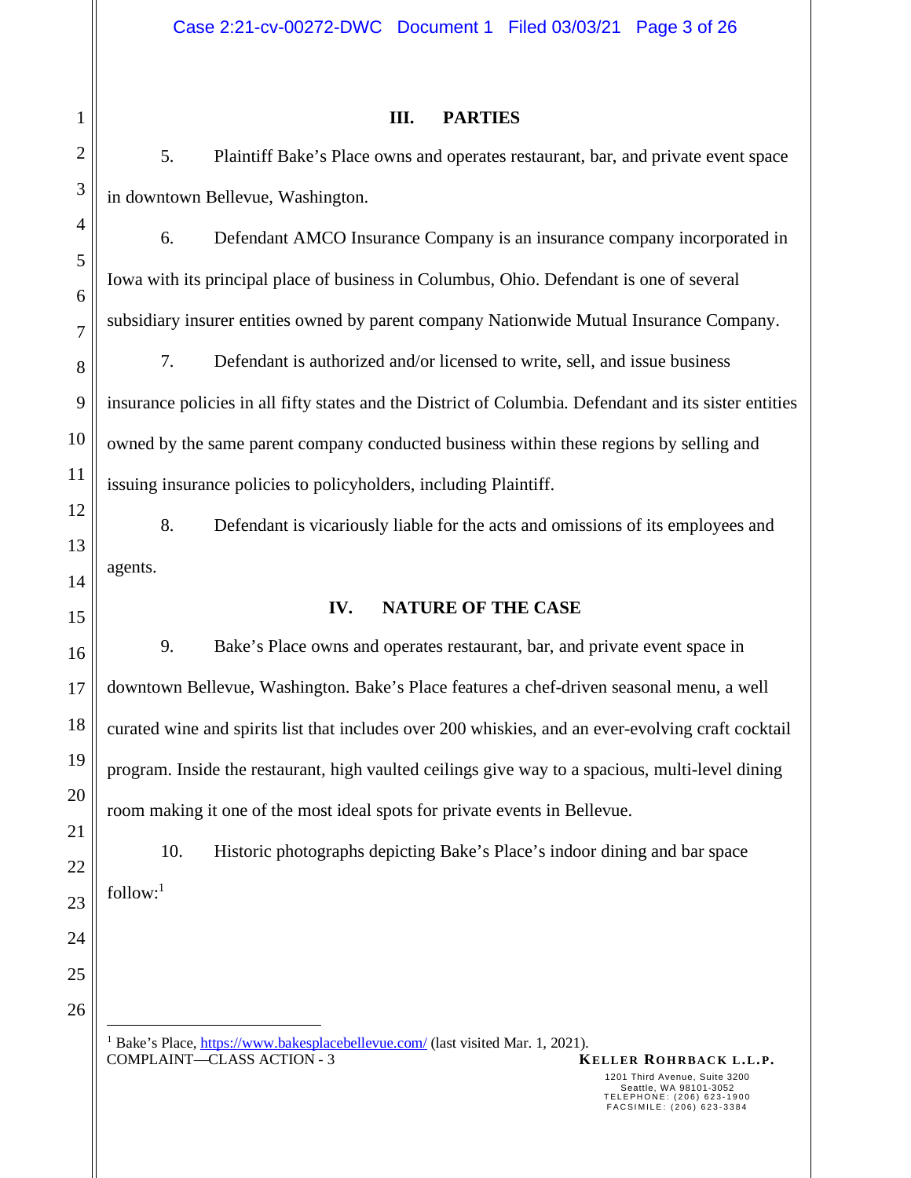## III. PARTIES

5. Plaintiff Bake's Place owns and operates restaurant, bar, and private event space in downtown Bellevue, Washington.

6. Defendant AMCO Insurance Company is an insurance company incorporated in Iowa with its principal place of business in Columbus, Ohio. Defendant is one of several subsidiary insurer entities owned by parent company Nationwide Mutual Insurance Company.

7. Defendant is authorized and/or licensed to write, sell, and issue business insurance policies in all fifty states and the District of Columbia. Defendant and its sister entities owned by the same parent company conducted business within these regions by selling and issuing insurance policies to policyholders, including Plaintiff.

8. Defendant is vicariously liable for the acts and omissions of its employees and agents.

## IV. NATURE OF THE CASE

9. Bake's Place owns and operates restaurant, bar, and private event space in downtown Bellevue, Washington. Bake's Place features a chef-driven seasonal menu, a well curated wine and spirits list that includes over 200 whiskies, and an ever-evolving craft cocktail program. Inside the restaurant, high vaulted ceilings give way to a spacious, multi-level dining room making it one of the most ideal spots for private events in Bellevue.

10. Historic photographs depicting Bake's Place's indoor dining and bar space follow:[1]

---

[1] Bake's Place, https://www.bakesplacebellevue.com/ (last visited Mar. 1, 2021).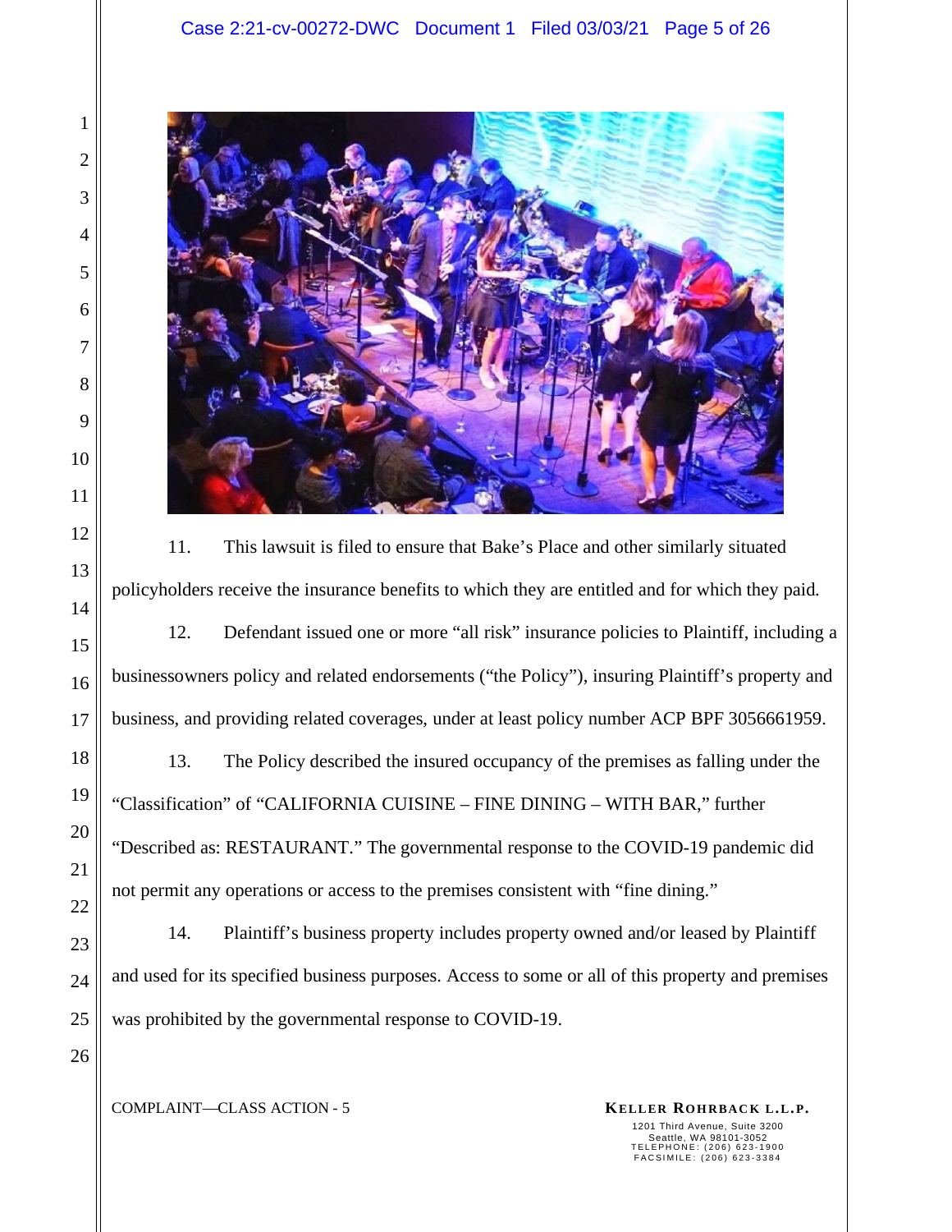11. This lawsuit is filed to ensure that Bake's Place and other similarly situated policyholders receive the insurance benefits to which they are entitled and for which they paid.

12. Defendant issued one or more "all risk" insurance policies to Plaintiff, including a businessowners policy and related endorsements ("the Policy"), insuring Plaintiff's property and business, and providing related coverages, under at least policy number ACP BPF 3056661959.

13. The Policy described the insured occupancy of the premises as falling under the "Classification" of "CALIFORNIA CUISINE – FINE DINING – WITH BAR," further "Described as: RESTAURANT." The governmental response to the COVID-19 pandemic did not permit any operations or access to the premises consistent with "fine dining."

14. Plaintiff's business property includes property owned and/or leased by Plaintiff and used for its specified business purposes. Access to some or all of this property and premises was prohibited by the governmental response to COVID-19.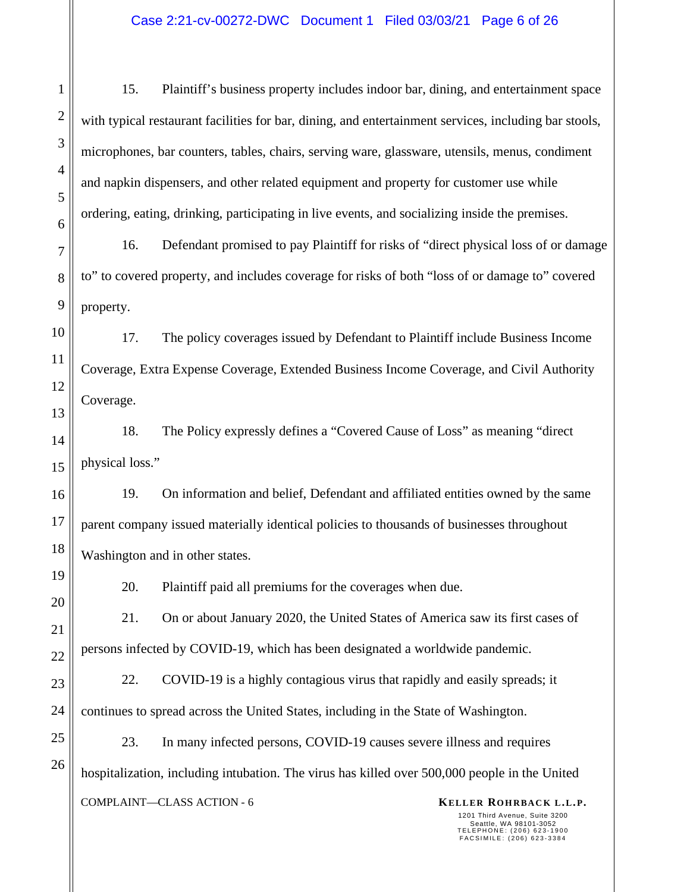15. Plaintiff's business property includes indoor bar, dining, and entertainment space with typical restaurant facilities for bar, dining, and entertainment services, including bar stools, microphones, bar counters, tables, chairs, serving ware, glassware, utensils, menus, condiment and napkin dispensers, and other related equipment and property for customer use while ordering, eating, drinking, participating in live events, and socializing inside the premises.

16. Defendant promised to pay Plaintiff for risks of "direct physical loss of or damage to" to covered property, and includes coverage for risks of both "loss of or damage to" covered property.

17. The policy coverages issued by Defendant to Plaintiff include Business Income Coverage, Extra Expense Coverage, Extended Business Income Coverage, and Civil Authority Coverage.

18. The Policy expressly defines a "Covered Cause of Loss" as meaning "direct physical loss."

19. On information and belief, Defendant and affiliated entities owned by the same parent company issued materially identical policies to thousands of businesses throughout Washington and in other states.

20. Plaintiff paid all premiums for the coverages when due.

21. On or about January 2020, the United States of America saw its first cases of persons infected by COVID-19, which has been designated a worldwide pandemic.

22. COVID-19 is a highly contagious virus that rapidly and easily spreads; it continues to spread across the United States, including in the State of Washington.

23. In many infected persons, COVID-19 causes severe illness and requires hospitalization, including intubation. The virus has killed over 500,000 people in the United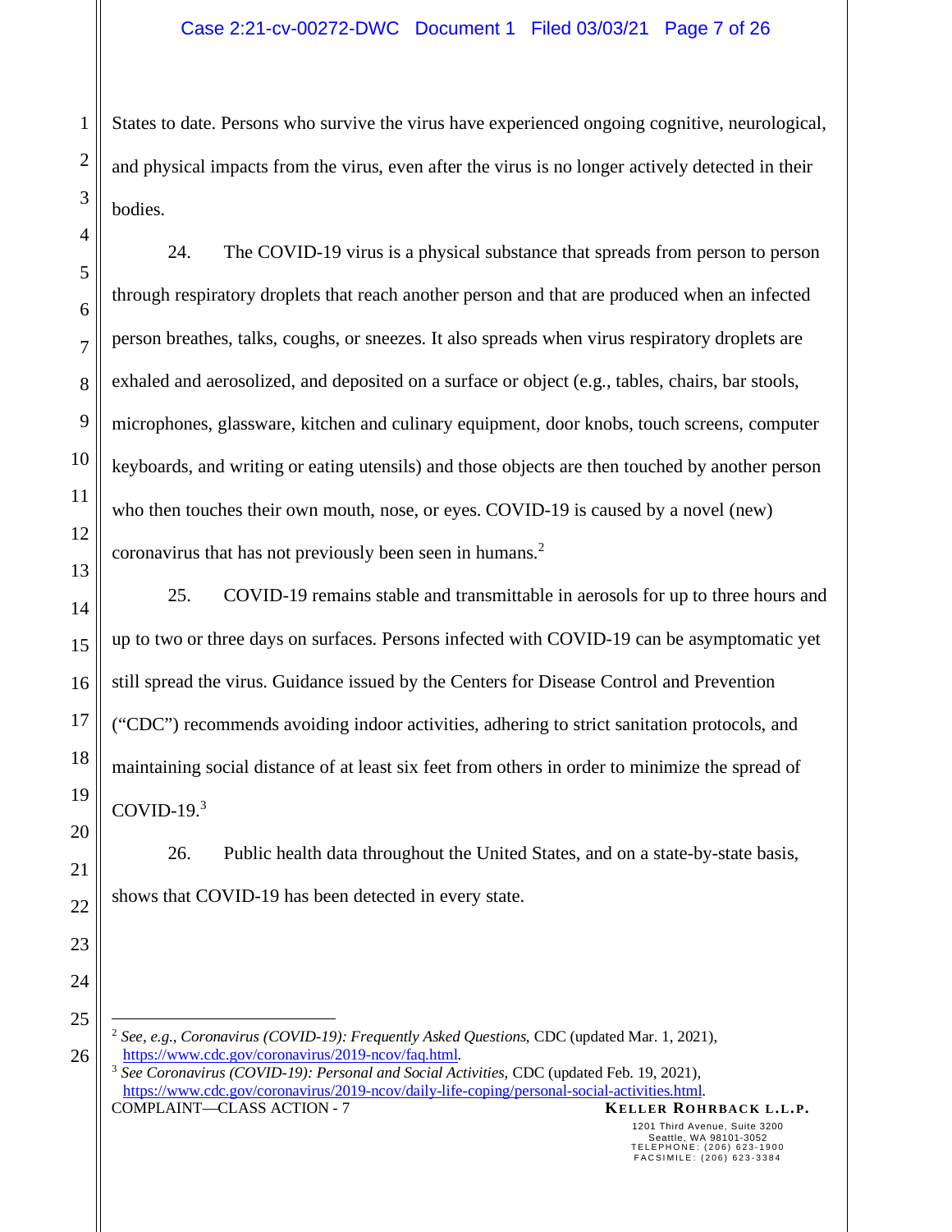States to date. Persons who survive the virus have experienced ongoing cognitive, neurological, and physical impacts from the virus, even after the virus is no longer actively detected in their bodies.

24. The COVID-19 virus is a physical substance that spreads from person to person through respiratory droplets that reach another person and that are produced when an infected person breathes, talks, coughs, or sneezes. It also spreads when virus respiratory droplets are exhaled and aerosolized, and deposited on a surface or object (e.g., tables, chairs, bar stools, microphones, glassware, kitchen and culinary equipment, door knobs, touch screens, computer keyboards, and writing or eating utensils) and those objects are then touched by another person who then touches their own mouth, nose, or eyes. COVID-19 is caused by a novel (new) coronavirus that has not previously been seen in humans.[2]

25. COVID-19 remains stable and transmittable in aerosols for up to three hours and up to two or three days on surfaces. Persons infected with COVID-19 can be asymptomatic yet still spread the virus. Guidance issued by the Centers for Disease Control and Prevention ("CDC") recommends avoiding indoor activities, adhering to strict sanitation protocols, and maintaining social distance of at least six feet from others in order to minimize the spread of COVID-19.[3]

26. Public health data throughout the United States, and on a state-by-state basis, shows that COVID-19 has been detected in every state.

---

[2] *See, e.g.*, *Coronavirus (COVID-19): Frequently Asked Questions*, CDC (updated Mar. 1, 2021), https://www.cdc.gov/coronavirus/2019-ncov/faq.html.

[3] *See Coronavirus (COVID-19): Personal and Social Activities*, CDC (updated Feb. 19, 2021), https://www.cdc.gov/coronavirus/2019-ncov/daily-life-coping/personal-social-activities.html.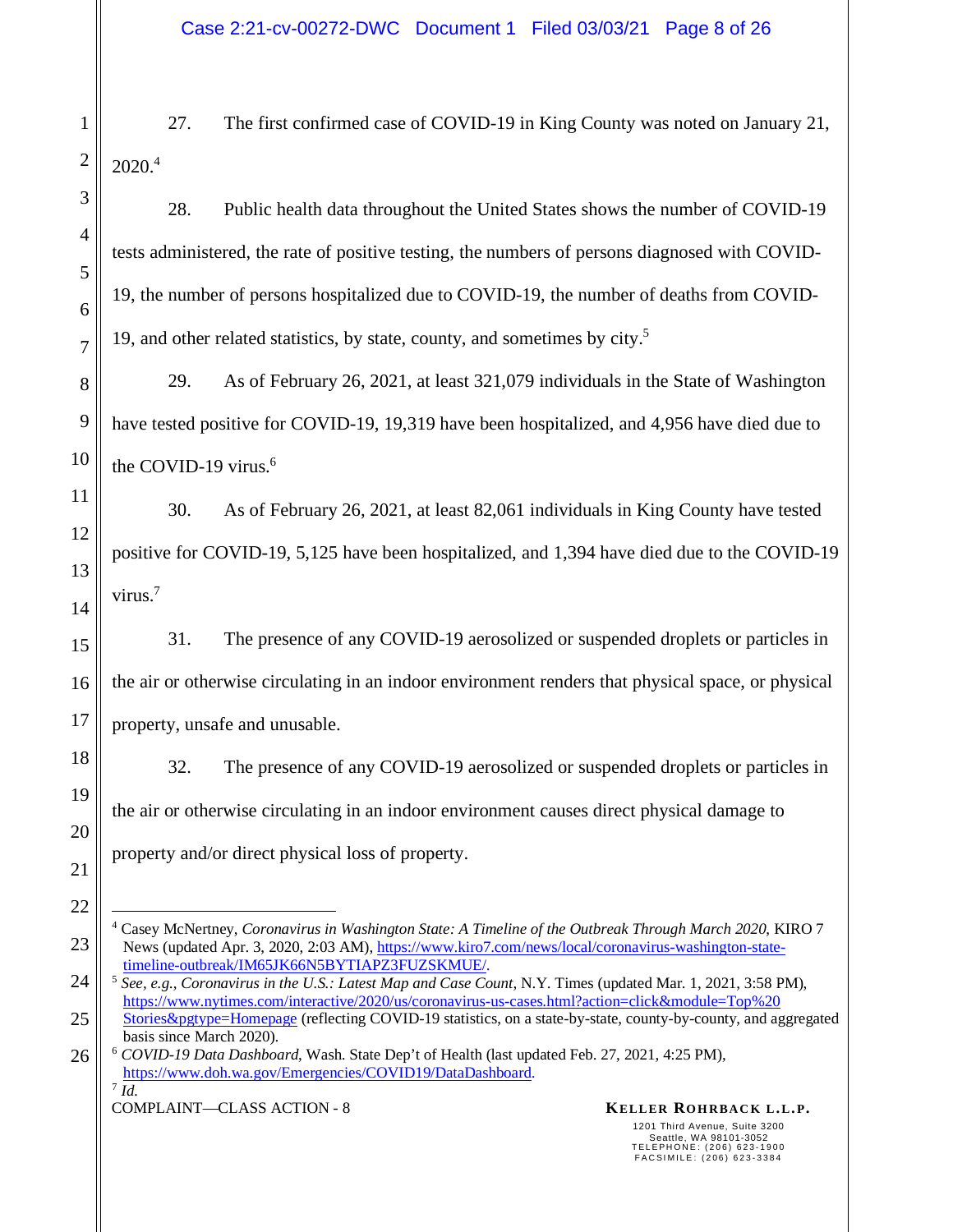27. The first confirmed case of COVID-19 in King County was noted on January 21, 2020.[4]

28. Public health data throughout the United States shows the number of COVID-19 tests administered, the rate of positive testing, the numbers of persons diagnosed with COVID-19, the number of persons hospitalized due to COVID-19, the number of deaths from COVID-19, and other related statistics, by state, county, and sometimes by city.[5]

29. As of February 26, 2021, at least 321,079 individuals in the State of Washington have tested positive for COVID-19, 19,319 have been hospitalized, and 4,956 have died due to the COVID-19 virus.[6]

30. As of February 26, 2021, at least 82,061 individuals in King County have tested positive for COVID-19, 5,125 have been hospitalized, and 1,394 have died due to the COVID-19 virus.[7]

31. The presence of any COVID-19 aerosolized or suspended droplets or particles in the air or otherwise circulating in an indoor environment renders that physical space, or physical property, unsafe and unusable.

32. The presence of any COVID-19 aerosolized or suspended droplets or particles in the air or otherwise circulating in an indoor environment causes direct physical damage to property and/or direct physical loss of property.

---

[4] Casey McNertney, *Coronavirus in Washington State: A Timeline of the Outbreak Through March 2020*, KIRO 7 News (updated Apr. 3, 2020, 2:03 AM), https://www.kiro7.com/news/local/coronavirus-washington-state-timeline-outbreak/IM65JK66N5BYTIAPZ3FUZSKMUE/.

[5] *See, e.g.*, *Coronavirus in the U.S.: Latest Map and Case Count*, N.Y. Times (updated Mar. 1, 2021, 3:58 PM), https://www.nytimes.com/interactive/2020/us/coronavirus-us-cases.html?action=click&module=Top%20Stories&pgtype=Homepage (reflecting COVID-19 statistics, on a state-by-state, county-by-county, and aggregated basis since March 2020).

[6] *COVID-19 Data Dashboard*, Wash. State Dep't of Health (last updated Feb. 27, 2021, 4:25 PM), https://www.doh.wa.gov/Emergencies/COVID19/DataDashboard.

[7] *Id.*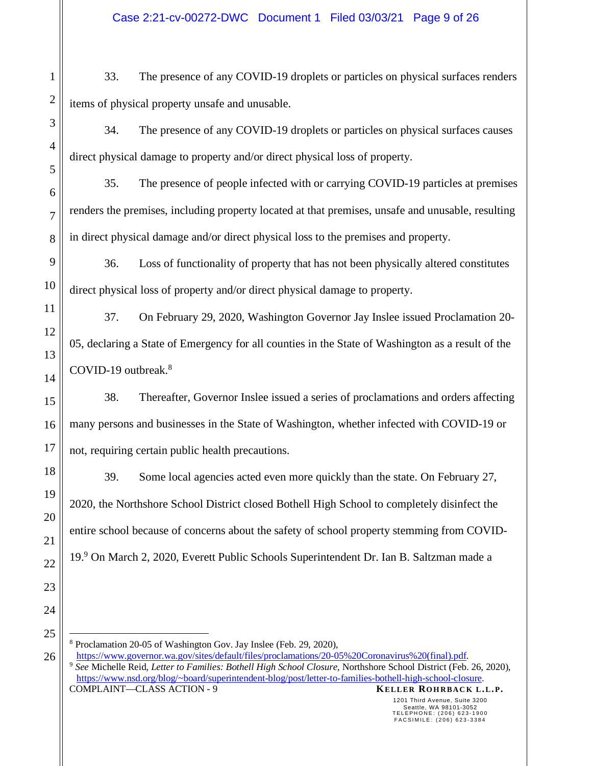33. The presence of any COVID-19 droplets or particles on physical surfaces renders items of physical property unsafe and unusable.

34. The presence of any COVID-19 droplets or particles on physical surfaces causes direct physical damage to property and/or direct physical loss of property.

35. The presence of people infected with or carrying COVID-19 particles at premises renders the premises, including property located at that premises, unsafe and unusable, resulting in direct physical damage and/or direct physical loss to the premises and property.

36. Loss of functionality of property that has not been physically altered constitutes direct physical loss of property and/or direct physical damage to property.

37. On February 29, 2020, Washington Governor Jay Inslee issued Proclamation 20-05, declaring a State of Emergency for all counties in the State of Washington as a result of the COVID-19 outbreak.[8]

38. Thereafter, Governor Inslee issued a series of proclamations and orders affecting many persons and businesses in the State of Washington, whether infected with COVID-19 or not, requiring certain public health precautions.

39. Some local agencies acted even more quickly than the state. On February 27, 2020, the Northshore School District closed Bothell High School to completely disinfect the entire school because of concerns about the safety of school property stemming from COVID-19.[9] On March 2, 2020, Everett Public Schools Superintendent Dr. Ian B. Saltzman made a

---

[8] Proclamation 20-05 of Washington Gov. Jay Inslee (Feb. 29, 2020), https://www.governor.wa.gov/sites/default/files/proclamations/20-05%20Coronavirus%20(final).pdf.

[9] *See* Michelle Reid, *Letter to Families: Bothell High School Closure*, Northshore School District (Feb. 26, 2020), https://www.nsd.org/blog/~board/superintendent-blog/post/letter-to-families-bothell-high-school-closure.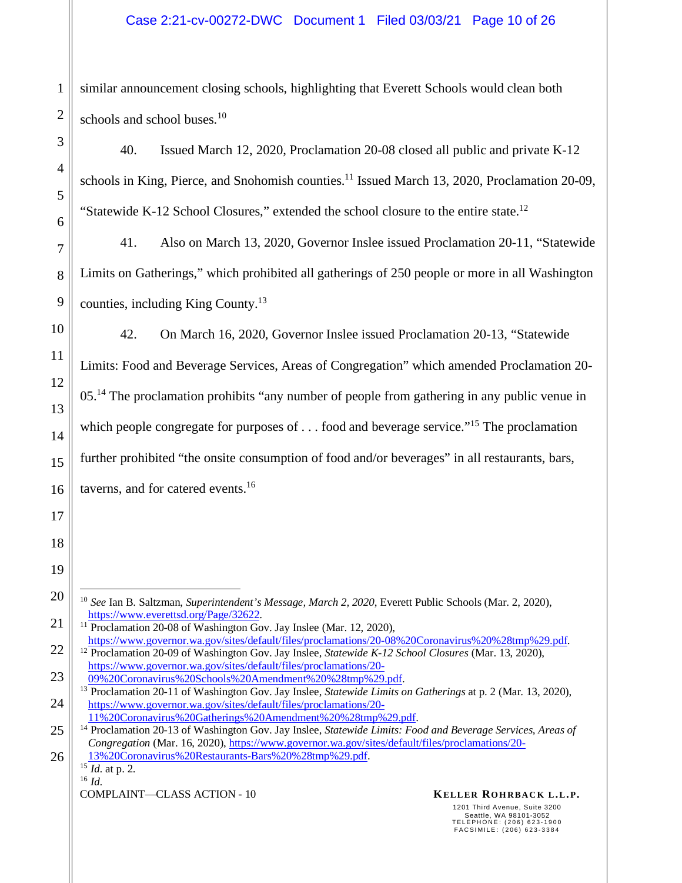similar announcement closing schools, highlighting that Everett Schools would clean both schools and school buses.[10]

40. Issued March 12, 2020, Proclamation 20-08 closed all public and private K-12 schools in King, Pierce, and Snohomish counties.[11] Issued March 13, 2020, Proclamation 20-09, "Statewide K-12 School Closures," extended the school closure to the entire state.[12]

41. Also on March 13, 2020, Governor Inslee issued Proclamation 20-11, "Statewide Limits on Gatherings," which prohibited all gatherings of 250 people or more in all Washington counties, including King County.[13]

42. On March 16, 2020, Governor Inslee issued Proclamation 20-13, "Statewide Limits: Food and Beverage Services, Areas of Congregation" which amended Proclamation 20-05.[14] The proclamation prohibits "any number of people from gathering in any public venue in which people congregate for purposes of . . . food and beverage service."[15] The proclamation further prohibited "the onsite consumption of food and/or beverages" in all restaurants, bars, taverns, and for catered events.[16]

---

[10] *See* Ian B. Saltzman, *Superintendent's Message, March 2, 2020*, Everett Public Schools (Mar. 2, 2020), https://www.everettsd.org/Page/32622.

[11] Proclamation 20-08 of Washington Gov. Jay Inslee (Mar. 12, 2020), https://www.governor.wa.gov/sites/default/files/proclamations/20-08%20Coronavirus%20%28tmp%29.pdf.

[12] Proclamation 20-09 of Washington Gov. Jay Inslee, *Statewide K-12 School Closures* (Mar. 13, 2020), https://www.governor.wa.gov/sites/default/files/proclamations/20-09%20Coronavirus%20Schools%20Amendment%20%28tmp%29.pdf.

[13] Proclamation 20-11 of Washington Gov. Jay Inslee, *Statewide Limits on Gatherings* at p. 2 (Mar. 13, 2020), https://www.governor.wa.gov/sites/default/files/proclamations/20-11%20Coronavirus%20Gatherings%20Amendment%20%28tmp%29.pdf.

[14] Proclamation 20-13 of Washington Gov. Jay Inslee, *Statewide Limits: Food and Beverage Services, Areas of Congregation* (Mar. 16, 2020), https://www.governor.wa.gov/sites/default/files/proclamations/20-13%20Coronavirus%20Restaurants-Bars%20%28tmp%29.pdf.

[15] *Id.* at p. 2.

[16] *Id.*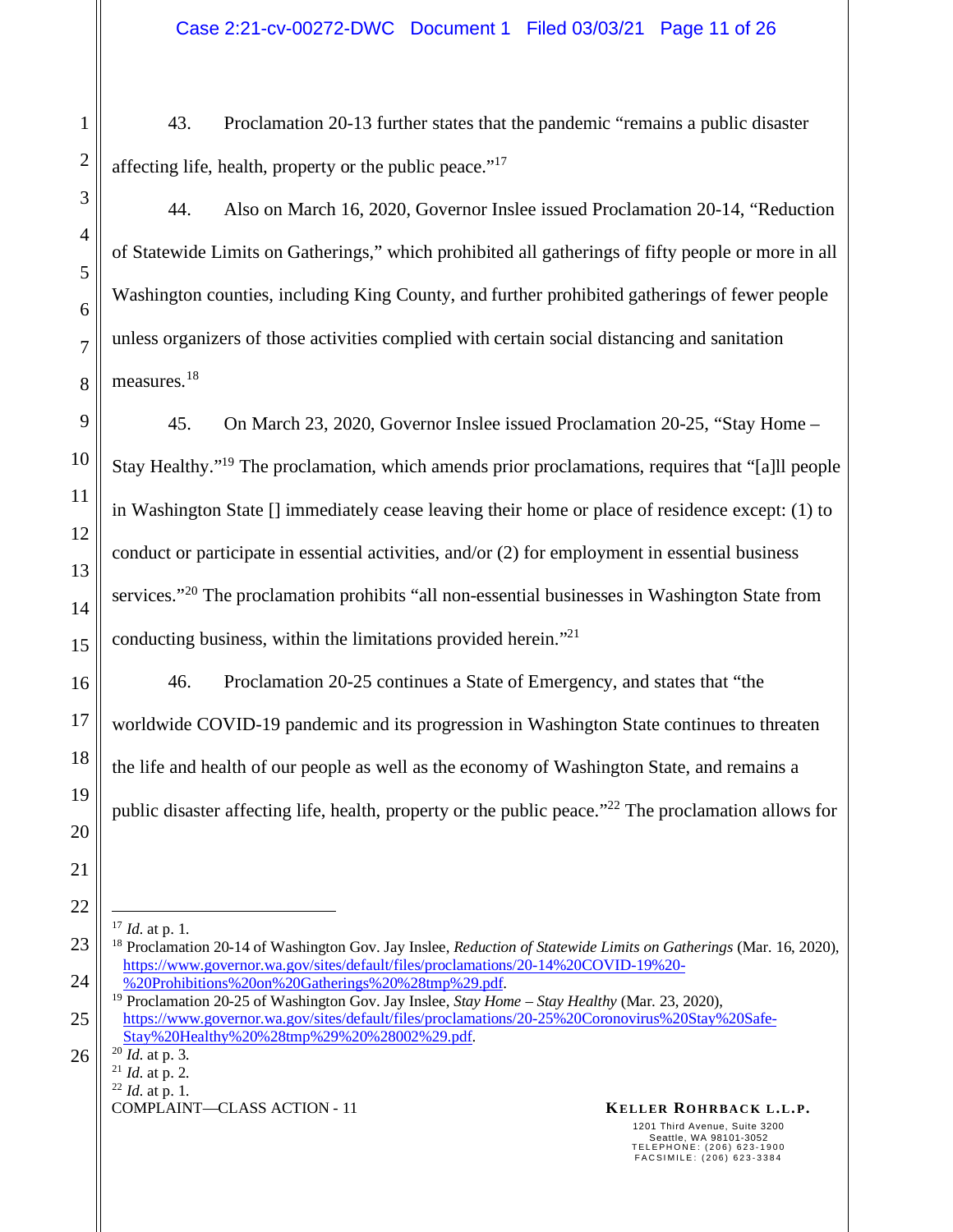43. Proclamation 20-13 further states that the pandemic "remains a public disaster affecting life, health, property or the public peace."[17]

44. Also on March 16, 2020, Governor Inslee issued Proclamation 20-14, "Reduction of Statewide Limits on Gatherings," which prohibited all gatherings of fifty people or more in all Washington counties, including King County, and further prohibited gatherings of fewer people unless organizers of those activities complied with certain social distancing and sanitation measures.[18]

45. On March 23, 2020, Governor Inslee issued Proclamation 20-25, "Stay Home – Stay Healthy."[19] The proclamation, which amends prior proclamations, requires that "[a]ll people in Washington State [] immediately cease leaving their home or place of residence except: (1) to conduct or participate in essential activities, and/or (2) for employment in essential business services."[20] The proclamation prohibits "all non-essential businesses in Washington State from conducting business, within the limitations provided herein."[21]

46. Proclamation 20-25 continues a State of Emergency, and states that "the worldwide COVID-19 pandemic and its progression in Washington State continues to threaten the life and health of our people as well as the economy of Washington State, and remains a public disaster affecting life, health, property or the public peace."[22] The proclamation allows for

---

[17] *Id.* at p. 1.

[18] Proclamation 20-14 of Washington Gov. Jay Inslee, *Reduction of Statewide Limits on Gatherings* (Mar. 16, 2020), https://www.governor.wa.gov/sites/default/files/proclamations/20-14%20COVID-19%20-%20Prohibitions%20on%20Gatherings%20%28tmp%29.pdf.

[19] Proclamation 20-25 of Washington Gov. Jay Inslee, *Stay Home – Stay Healthy* (Mar. 23, 2020), https://www.governor.wa.gov/sites/default/files/proclamations/20-25%20Coronovirus%20Stay%20Safe-Stay%20Healthy%20%28tmp%29%20%28002%29.pdf.

[20] *Id.* at p. 3.

[21] *Id.* at p. 2.

[22] *Id.* at p. 1.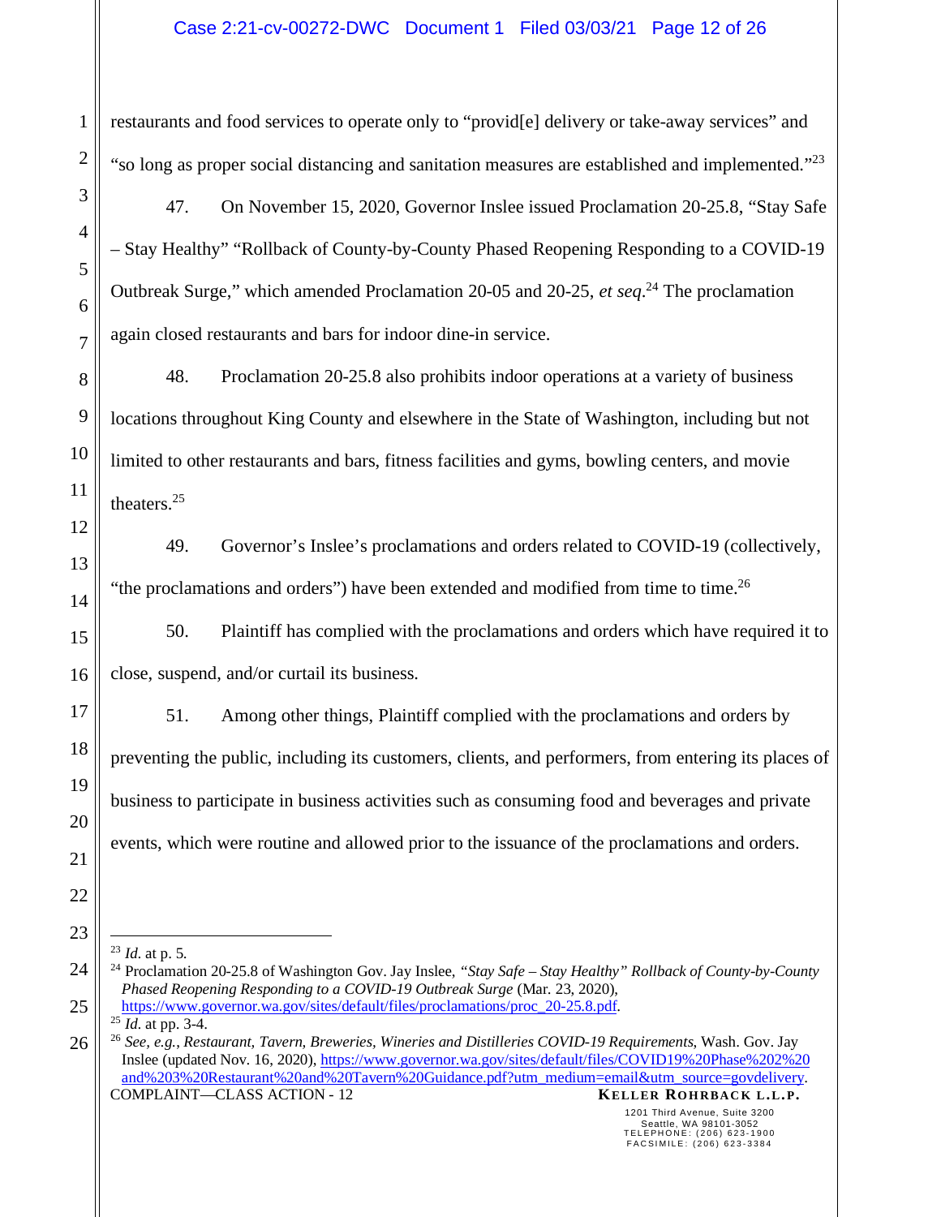restaurants and food services to operate only to "provid[e] delivery or take-away services" and "so long as proper social distancing and sanitation measures are established and implemented."[23]

47. On November 15, 2020, Governor Inslee issued Proclamation 20-25.8, "Stay Safe – Stay Healthy" "Rollback of County-by-County Phased Reopening Responding to a COVID-19 Outbreak Surge," which amended Proclamation 20-05 and 20-25, *et seq*.[24] The proclamation again closed restaurants and bars for indoor dine-in service.

48. Proclamation 20-25.8 also prohibits indoor operations at a variety of business locations throughout King County and elsewhere in the State of Washington, including but not limited to other restaurants and bars, fitness facilities and gyms, bowling centers, and movie theaters.[25]

49. Governor's Inslee's proclamations and orders related to COVID-19 (collectively, "the proclamations and orders") have been extended and modified from time to time.[26]

50. Plaintiff has complied with the proclamations and orders which have required it to close, suspend, and/or curtail its business.

51. Among other things, Plaintiff complied with the proclamations and orders by preventing the public, including its customers, clients, and performers, from entering its places of business to participate in business activities such as consuming food and beverages and private events, which were routine and allowed prior to the issuance of the proclamations and orders.

---

[23] *Id.* at p. 5.

[24] Proclamation 20-25.8 of Washington Gov. Jay Inslee, *"Stay Safe – Stay Healthy" Rollback of County-by-County Phased Reopening Responding to a COVID-19 Outbreak Surge* (Mar. 23, 2020), https://www.governor.wa.gov/sites/default/files/proclamations/proc_20-25.8.pdf.

[25] *Id.* at pp. 3-4.

[26] *See, e.g.*, *Restaurant, Tavern, Breweries, Wineries and Distilleries COVID-19 Requirements*, Wash. Gov. Jay Inslee (updated Nov. 16, 2020), https://www.governor.wa.gov/sites/default/files/COVID19%20Phase%202%20and%203%20Restaurant%20and%20Tavern%20Guidance.pdf?utm_medium=email&utm_source=govdelivery.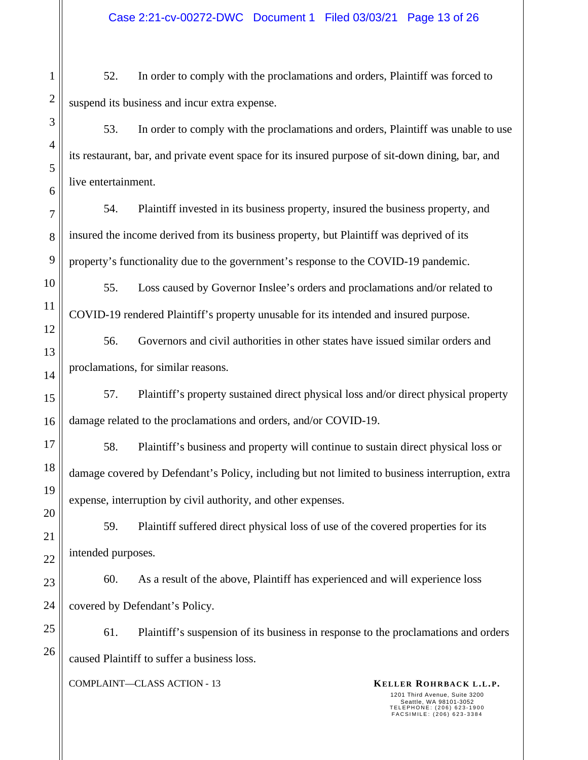52. In order to comply with the proclamations and orders, Plaintiff was forced to suspend its business and incur extra expense.

53. In order to comply with the proclamations and orders, Plaintiff was unable to use its restaurant, bar, and private event space for its insured purpose of sit-down dining, bar, and live entertainment.

54. Plaintiff invested in its business property, insured the business property, and insured the income derived from its business property, but Plaintiff was deprived of its property's functionality due to the government's response to the COVID-19 pandemic.

55. Loss caused by Governor Inslee's orders and proclamations and/or related to COVID-19 rendered Plaintiff's property unusable for its intended and insured purpose.

56. Governors and civil authorities in other states have issued similar orders and proclamations, for similar reasons.

57. Plaintiff's property sustained direct physical loss and/or direct physical property damage related to the proclamations and orders, and/or COVID-19.

58. Plaintiff's business and property will continue to sustain direct physical loss or damage covered by Defendant's Policy, including but not limited to business interruption, extra expense, interruption by civil authority, and other expenses.

59. Plaintiff suffered direct physical loss of use of the covered properties for its intended purposes.

60. As a result of the above, Plaintiff has experienced and will experience loss covered by Defendant's Policy.

61. Plaintiff's suspension of its business in response to the proclamations and orders caused Plaintiff to suffer a business loss.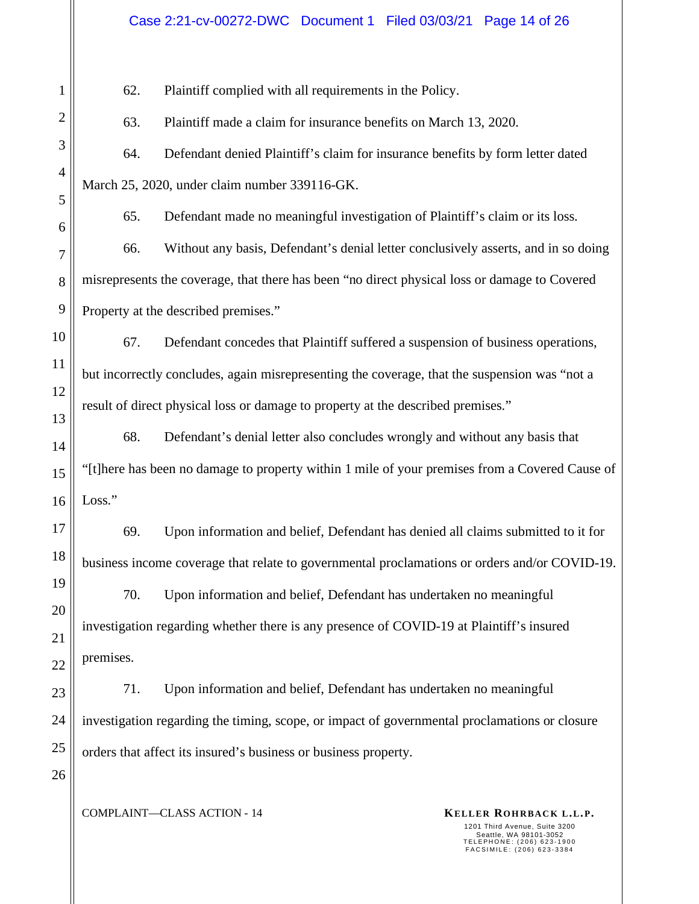62. Plaintiff complied with all requirements in the Policy.

63. Plaintiff made a claim for insurance benefits on March 13, 2020.

64. Defendant denied Plaintiff's claim for insurance benefits by form letter dated March 25, 2020, under claim number 339116-GK.

65. Defendant made no meaningful investigation of Plaintiff's claim or its loss.

66. Without any basis, Defendant's denial letter conclusively asserts, and in so doing misrepresents the coverage, that there has been "no direct physical loss or damage to Covered Property at the described premises."

67. Defendant concedes that Plaintiff suffered a suspension of business operations, but incorrectly concludes, again misrepresenting the coverage, that the suspension was "not a result of direct physical loss or damage to property at the described premises."

68. Defendant's denial letter also concludes wrongly and without any basis that "[t]here has been no damage to property within 1 mile of your premises from a Covered Cause of Loss."

69. Upon information and belief, Defendant has denied all claims submitted to it for business income coverage that relate to governmental proclamations or orders and/or COVID-19.

70. Upon information and belief, Defendant has undertaken no meaningful investigation regarding whether there is any presence of COVID-19 at Plaintiff's insured premises.

71. Upon information and belief, Defendant has undertaken no meaningful investigation regarding the timing, scope, or impact of governmental proclamations or closure orders that affect its insured's business or business property.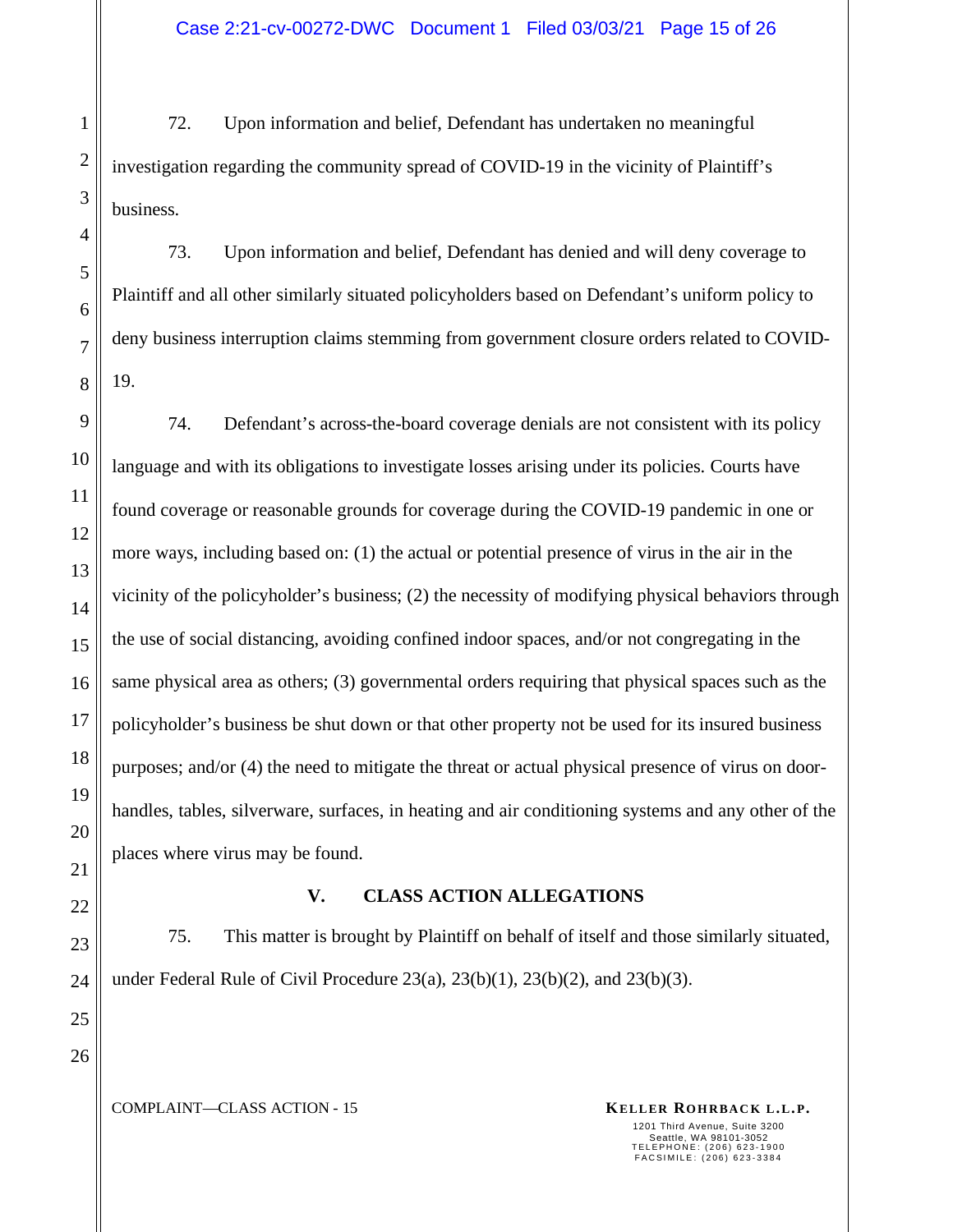72. Upon information and belief, Defendant has undertaken no meaningful investigation regarding the community spread of COVID-19 in the vicinity of Plaintiff's business.

73. Upon information and belief, Defendant has denied and will deny coverage to Plaintiff and all other similarly situated policyholders based on Defendant's uniform policy to deny business interruption claims stemming from government closure orders related to COVID-19.

74. Defendant's across-the-board coverage denials are not consistent with its policy language and with its obligations to investigate losses arising under its policies. Courts have found coverage or reasonable grounds for coverage during the COVID-19 pandemic in one or more ways, including based on: (1) the actual or potential presence of virus in the air in the vicinity of the policyholder's business; (2) the necessity of modifying physical behaviors through the use of social distancing, avoiding confined indoor spaces, and/or not congregating in the same physical area as others; (3) governmental orders requiring that physical spaces such as the policyholder's business be shut down or that other property not be used for its insured business purposes; and/or (4) the need to mitigate the threat or actual physical presence of virus on door-handles, tables, silverware, surfaces, in heating and air conditioning systems and any other of the places where virus may be found.

## V. CLASS ACTION ALLEGATIONS

75. This matter is brought by Plaintiff on behalf of itself and those similarly situated, under Federal Rule of Civil Procedure 23(a), 23(b)(1), 23(b)(2), and 23(b)(3).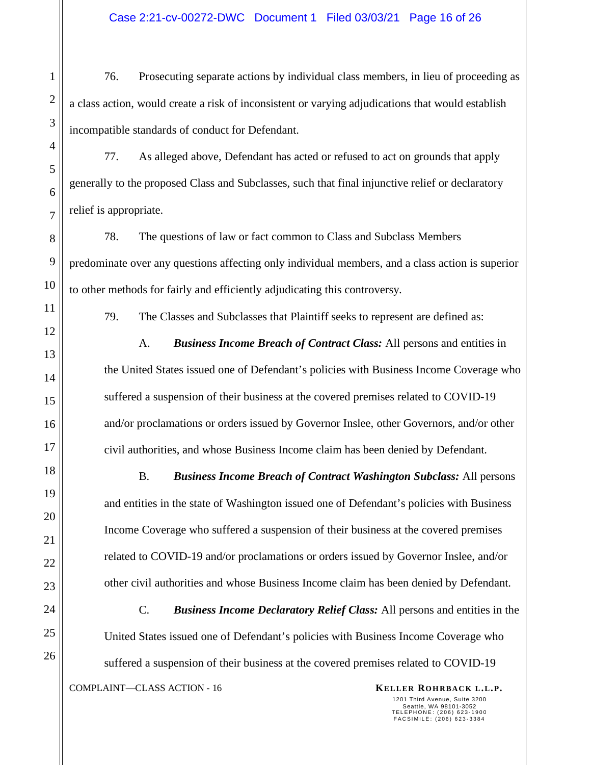76. Prosecuting separate actions by individual class members, in lieu of proceeding as a class action, would create a risk of inconsistent or varying adjudications that would establish incompatible standards of conduct for Defendant.

77. As alleged above, Defendant has acted or refused to act on grounds that apply generally to the proposed Class and Subclasses, such that final injunctive relief or declaratory relief is appropriate.

78. The questions of law or fact common to Class and Subclass Members predominate over any questions affecting only individual members, and a class action is superior to other methods for fairly and efficiently adjudicating this controversy.

79. The Classes and Subclasses that Plaintiff seeks to represent are defined as:

A. ***Business Income Breach of Contract Class:*** All persons and entities in the United States issued one of Defendant's policies with Business Income Coverage who suffered a suspension of their business at the covered premises related to COVID-19 and/or proclamations or orders issued by Governor Inslee, other Governors, and/or other civil authorities, and whose Business Income claim has been denied by Defendant.

B. ***Business Income Breach of Contract Washington Subclass:*** All persons and entities in the state of Washington issued one of Defendant's policies with Business Income Coverage who suffered a suspension of their business at the covered premises related to COVID-19 and/or proclamations or orders issued by Governor Inslee, and/or other civil authorities and whose Business Income claim has been denied by Defendant.

C. ***Business Income Declaratory Relief Class:*** All persons and entities in the United States issued one of Defendant's policies with Business Income Coverage who suffered a suspension of their business at the covered premises related to COVID-19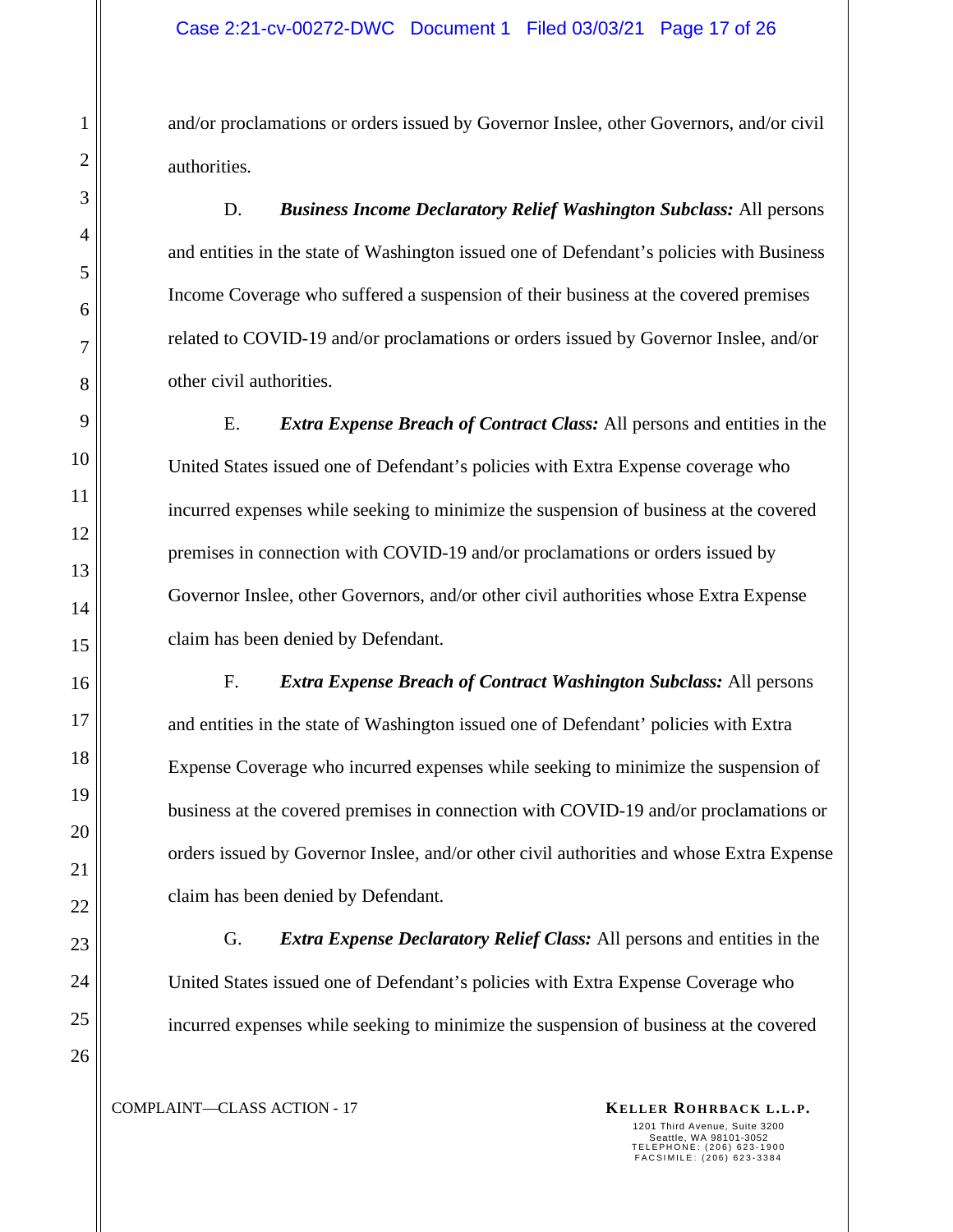and/or proclamations or orders issued by Governor Inslee, other Governors, and/or civil authorities.

D. ***Business Income Declaratory Relief Washington Subclass:*** All persons and entities in the state of Washington issued one of Defendant's policies with Business Income Coverage who suffered a suspension of their business at the covered premises related to COVID-19 and/or proclamations or orders issued by Governor Inslee, and/or other civil authorities.

E. ***Extra Expense Breach of Contract Class:*** All persons and entities in the United States issued one of Defendant's policies with Extra Expense coverage who incurred expenses while seeking to minimize the suspension of business at the covered premises in connection with COVID-19 and/or proclamations or orders issued by Governor Inslee, other Governors, and/or other civil authorities whose Extra Expense claim has been denied by Defendant.

F. ***Extra Expense Breach of Contract Washington Subclass:*** All persons and entities in the state of Washington issued one of Defendant' policies with Extra Expense Coverage who incurred expenses while seeking to minimize the suspension of business at the covered premises in connection with COVID-19 and/or proclamations or orders issued by Governor Inslee, and/or other civil authorities and whose Extra Expense claim has been denied by Defendant.

G. ***Extra Expense Declaratory Relief Class:*** All persons and entities in the United States issued one of Defendant's policies with Extra Expense Coverage who incurred expenses while seeking to minimize the suspension of business at the covered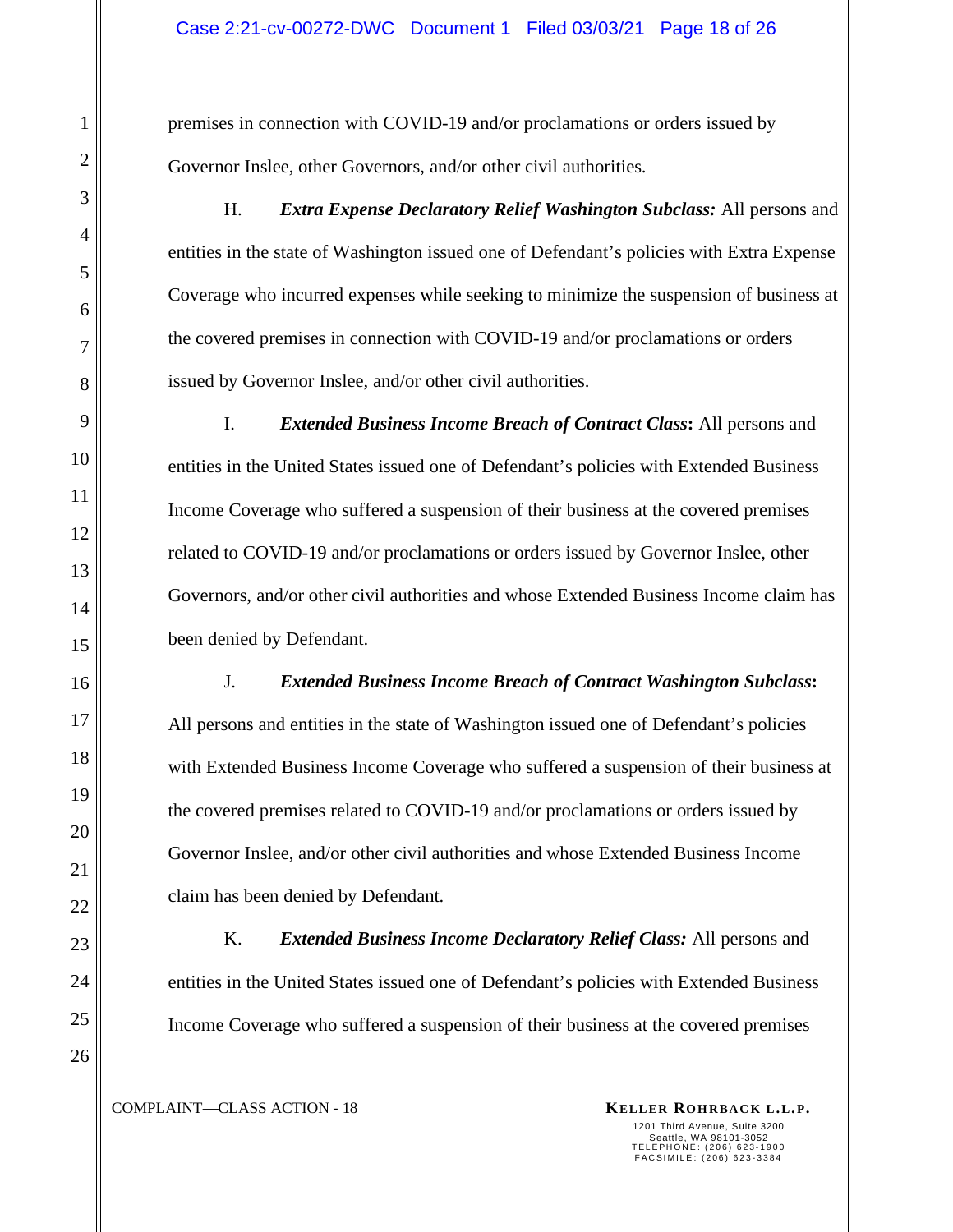premises in connection with COVID-19 and/or proclamations or orders issued by Governor Inslee, other Governors, and/or other civil authorities.

H. ***Extra Expense Declaratory Relief Washington Subclass:*** All persons and entities in the state of Washington issued one of Defendant's policies with Extra Expense Coverage who incurred expenses while seeking to minimize the suspension of business at the covered premises in connection with COVID-19 and/or proclamations or orders issued by Governor Inslee, and/or other civil authorities.

I. ***Extended Business Income Breach of Contract Class*:** All persons and entities in the United States issued one of Defendant's policies with Extended Business Income Coverage who suffered a suspension of their business at the covered premises related to COVID-19 and/or proclamations or orders issued by Governor Inslee, other Governors, and/or other civil authorities and whose Extended Business Income claim has been denied by Defendant.

J. ***Extended Business Income Breach of Contract Washington Subclass*:** All persons and entities in the state of Washington issued one of Defendant's policies with Extended Business Income Coverage who suffered a suspension of their business at the covered premises related to COVID-19 and/or proclamations or orders issued by Governor Inslee, and/or other civil authorities and whose Extended Business Income claim has been denied by Defendant.

K. ***Extended Business Income Declaratory Relief Class:*** All persons and entities in the United States issued one of Defendant's policies with Extended Business Income Coverage who suffered a suspension of their business at the covered premises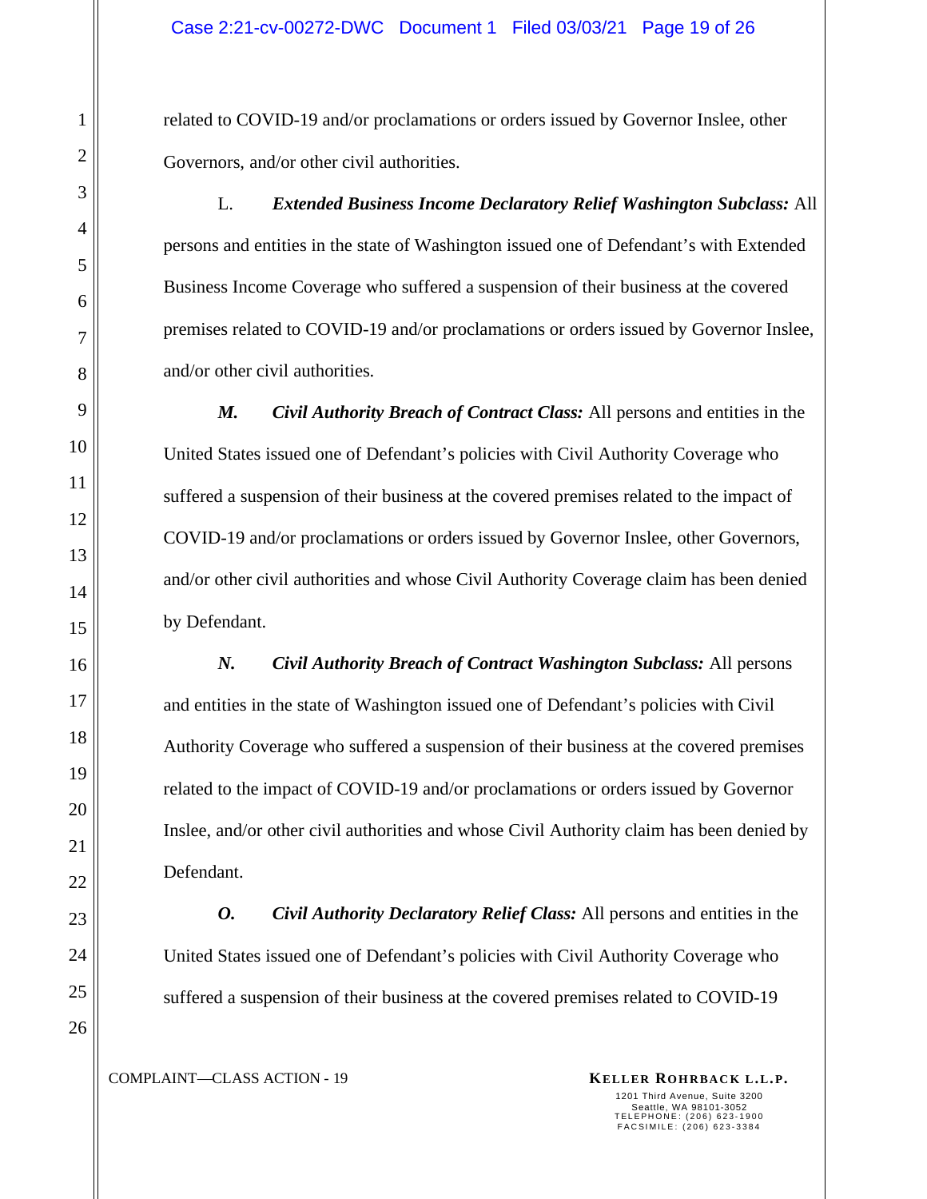related to COVID-19 and/or proclamations or orders issued by Governor Inslee, other Governors, and/or other civil authorities.

L. ***Extended Business Income Declaratory Relief Washington Subclass:*** All persons and entities in the state of Washington issued one of Defendant's with Extended Business Income Coverage who suffered a suspension of their business at the covered premises related to COVID-19 and/or proclamations or orders issued by Governor Inslee, and/or other civil authorities.

***M. Civil Authority Breach of Contract Class:*** All persons and entities in the United States issued one of Defendant's policies with Civil Authority Coverage who suffered a suspension of their business at the covered premises related to the impact of COVID-19 and/or proclamations or orders issued by Governor Inslee, other Governors, and/or other civil authorities and whose Civil Authority Coverage claim has been denied by Defendant.

***N. Civil Authority Breach of Contract Washington Subclass:*** All persons and entities in the state of Washington issued one of Defendant's policies with Civil Authority Coverage who suffered a suspension of their business at the covered premises related to the impact of COVID-19 and/or proclamations or orders issued by Governor Inslee, and/or other civil authorities and whose Civil Authority claim has been denied by Defendant.

***O. Civil Authority Declaratory Relief Class:*** All persons and entities in the United States issued one of Defendant's policies with Civil Authority Coverage who suffered a suspension of their business at the covered premises related to COVID-19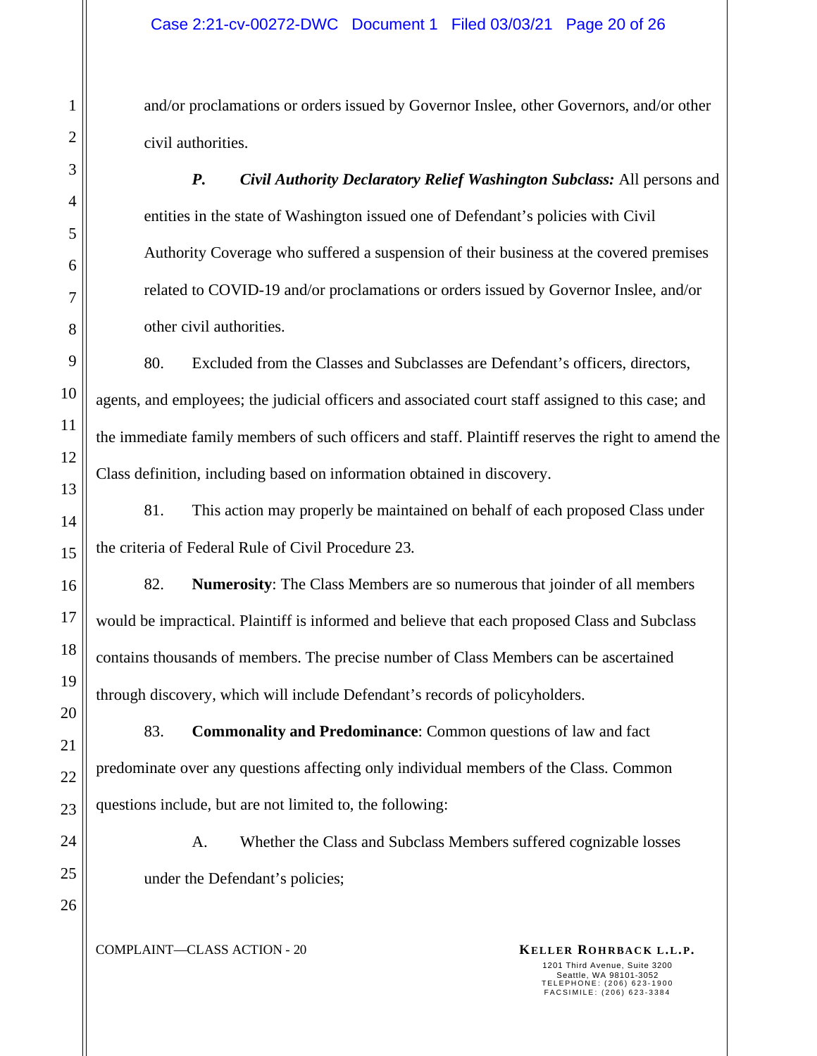and/or proclamations or orders issued by Governor Inslee, other Governors, and/or other civil authorities.

***P. Civil Authority Declaratory Relief Washington Subclass:*** All persons and entities in the state of Washington issued one of Defendant's policies with Civil Authority Coverage who suffered a suspension of their business at the covered premises related to COVID-19 and/or proclamations or orders issued by Governor Inslee, and/or other civil authorities.

80. Excluded from the Classes and Subclasses are Defendant's officers, directors, agents, and employees; the judicial officers and associated court staff assigned to this case; and the immediate family members of such officers and staff. Plaintiff reserves the right to amend the Class definition, including based on information obtained in discovery.

81. This action may properly be maintained on behalf of each proposed Class under the criteria of Federal Rule of Civil Procedure 23.

82. **Numerosity**: The Class Members are so numerous that joinder of all members would be impractical. Plaintiff is informed and believe that each proposed Class and Subclass contains thousands of members. The precise number of Class Members can be ascertained through discovery, which will include Defendant's records of policyholders.

83. **Commonality and Predominance**: Common questions of law and fact predominate over any questions affecting only individual members of the Class. Common questions include, but are not limited to, the following:

A. Whether the Class and Subclass Members suffered cognizable losses under the Defendant's policies;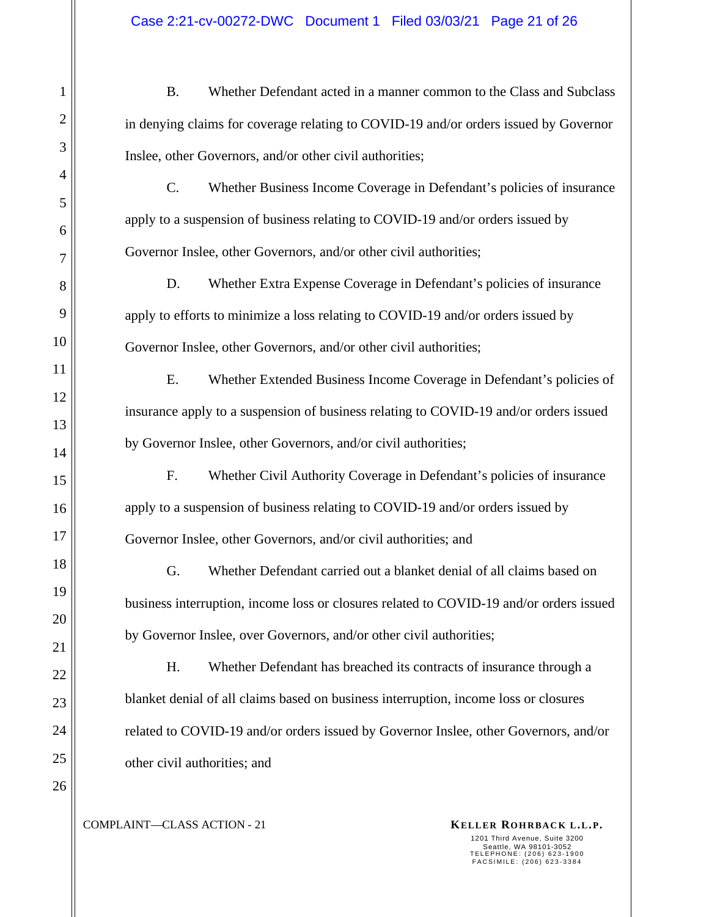B. Whether Defendant acted in a manner common to the Class and Subclass in denying claims for coverage relating to COVID-19 and/or orders issued by Governor Inslee, other Governors, and/or other civil authorities;

C. Whether Business Income Coverage in Defendant's policies of insurance apply to a suspension of business relating to COVID-19 and/or orders issued by Governor Inslee, other Governors, and/or other civil authorities;

D. Whether Extra Expense Coverage in Defendant's policies of insurance apply to efforts to minimize a loss relating to COVID-19 and/or orders issued by Governor Inslee, other Governors, and/or other civil authorities;

E. Whether Extended Business Income Coverage in Defendant's policies of insurance apply to a suspension of business relating to COVID-19 and/or orders issued by Governor Inslee, other Governors, and/or civil authorities;

F. Whether Civil Authority Coverage in Defendant's policies of insurance apply to a suspension of business relating to COVID-19 and/or orders issued by Governor Inslee, other Governors, and/or civil authorities; and

G. Whether Defendant carried out a blanket denial of all claims based on business interruption, income loss or closures related to COVID-19 and/or orders issued by Governor Inslee, over Governors, and/or other civil authorities;

H. Whether Defendant has breached its contracts of insurance through a blanket denial of all claims based on business interruption, income loss or closures related to COVID-19 and/or orders issued by Governor Inslee, other Governors, and/or other civil authorities; and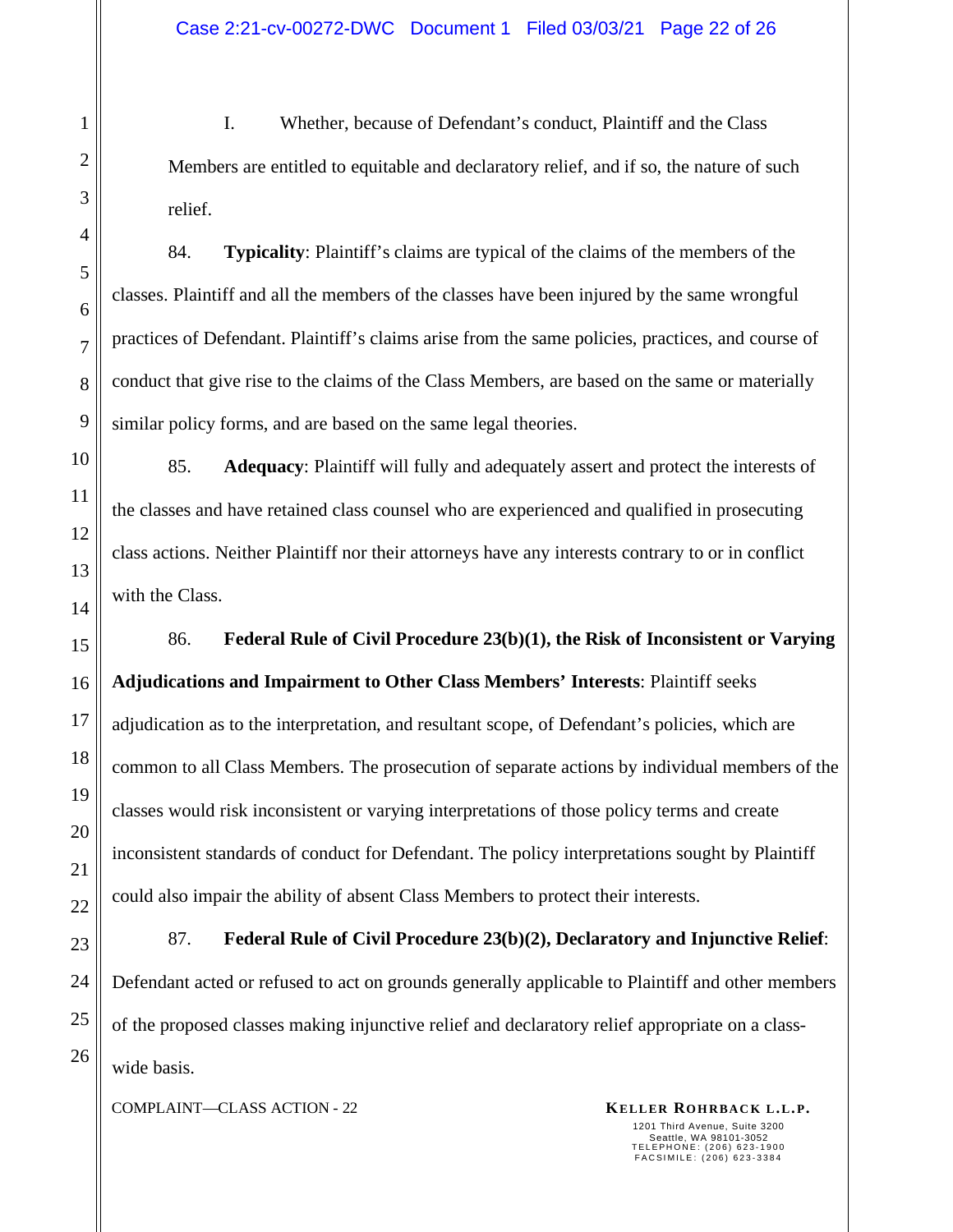I. Whether, because of Defendant's conduct, Plaintiff and the Class Members are entitled to equitable and declaratory relief, and if so, the nature of such relief.

84. **Typicality**: Plaintiff's claims are typical of the claims of the members of the classes. Plaintiff and all the members of the classes have been injured by the same wrongful practices of Defendant. Plaintiff's claims arise from the same policies, practices, and course of conduct that give rise to the claims of the Class Members, are based on the same or materially similar policy forms, and are based on the same legal theories.

85. **Adequacy**: Plaintiff will fully and adequately assert and protect the interests of the classes and have retained class counsel who are experienced and qualified in prosecuting class actions. Neither Plaintiff nor their attorneys have any interests contrary to or in conflict with the Class.

86. **Federal Rule of Civil Procedure 23(b)(1), the Risk of Inconsistent or Varying Adjudications and Impairment to Other Class Members' Interests**: Plaintiff seeks adjudication as to the interpretation, and resultant scope, of Defendant's policies, which are common to all Class Members. The prosecution of separate actions by individual members of the classes would risk inconsistent or varying interpretations of those policy terms and create inconsistent standards of conduct for Defendant. The policy interpretations sought by Plaintiff could also impair the ability of absent Class Members to protect their interests.

87. **Federal Rule of Civil Procedure 23(b)(2), Declaratory and Injunctive Relief**: Defendant acted or refused to act on grounds generally applicable to Plaintiff and other members of the proposed classes making injunctive relief and declaratory relief appropriate on a class-wide basis.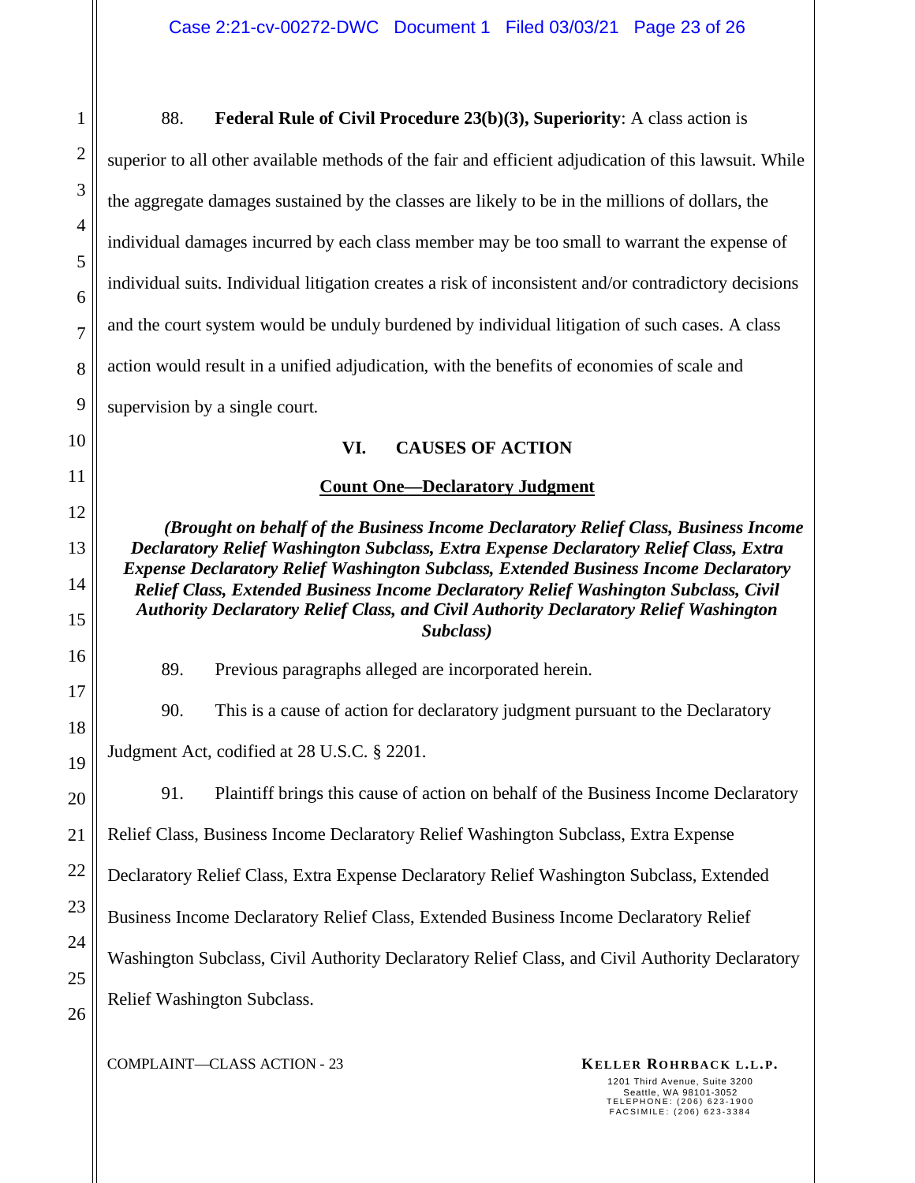88. **Federal Rule of Civil Procedure 23(b)(3), Superiority**: A class action is superior to all other available methods of the fair and efficient adjudication of this lawsuit. While the aggregate damages sustained by the classes are likely to be in the millions of dollars, the individual damages incurred by each class member may be too small to warrant the expense of individual suits. Individual litigation creates a risk of inconsistent and/or contradictory decisions and the court system would be unduly burdened by individual litigation of such cases. A class action would result in a unified adjudication, with the benefits of economies of scale and supervision by a single court.

## VI. CAUSES OF ACTION

### Count One—Declaratory Judgment

***(Brought on behalf of the Business Income Declaratory Relief Class, Business Income Declaratory Relief Washington Subclass, Extra Expense Declaratory Relief Class, Extra Expense Declaratory Relief Washington Subclass, Extended Business Income Declaratory Relief Class, Extended Business Income Declaratory Relief Washington Subclass, Civil Authority Declaratory Relief Class, and Civil Authority Declaratory Relief Washington Subclass)***

89. Previous paragraphs alleged are incorporated herein.

90. This is a cause of action for declaratory judgment pursuant to the Declaratory Judgment Act, codified at 28 U.S.C. § 2201.

91. Plaintiff brings this cause of action on behalf of the Business Income Declaratory Relief Class, Business Income Declaratory Relief Washington Subclass, Extra Expense Declaratory Relief Class, Extra Expense Declaratory Relief Washington Subclass, Extended Business Income Declaratory Relief Class, Extended Business Income Declaratory Relief Washington Subclass, Civil Authority Declaratory Relief Class, and Civil Authority Declaratory Relief Washington Subclass.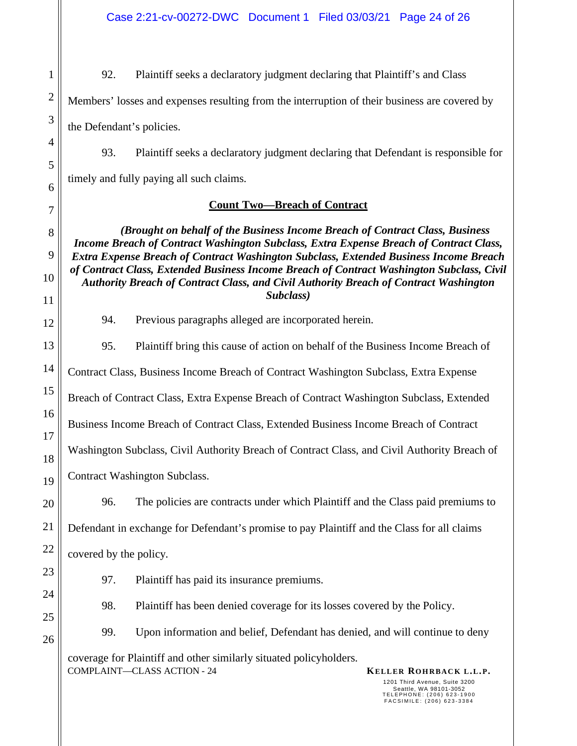92. Plaintiff seeks a declaratory judgment declaring that Plaintiff's and Class Members' losses and expenses resulting from the interruption of their business are covered by the Defendant's policies.

93. Plaintiff seeks a declaratory judgment declaring that Defendant is responsible for timely and fully paying all such claims.

**Count Two—Breach of Contract**

***(Brought on behalf of the Business Income Breach of Contract Class, Business Income Breach of Contract Washington Subclass, Extra Expense Breach of Contract Class, Extra Expense Breach of Contract Washington Subclass, Extended Business Income Breach of Contract Class, Extended Business Income Breach of Contract Washington Subclass, Civil Authority Breach of Contract Class, and Civil Authority Breach of Contract Washington Subclass)***

94. Previous paragraphs alleged are incorporated herein.

95. Plaintiff bring this cause of action on behalf of the Business Income Breach of Contract Class, Business Income Breach of Contract Washington Subclass, Extra Expense Breach of Contract Class, Extra Expense Breach of Contract Washington Subclass, Extended Business Income Breach of Contract Class, Extended Business Income Breach of Contract Washington Subclass, Civil Authority Breach of Contract Class, and Civil Authority Breach of Contract Washington Subclass.

96. The policies are contracts under which Plaintiff and the Class paid premiums to Defendant in exchange for Defendant's promise to pay Plaintiff and the Class for all claims covered by the policy.

97. Plaintiff has paid its insurance premiums.

98. Plaintiff has been denied coverage for its losses covered by the Policy.

99. Upon information and belief, Defendant has denied, and will continue to deny coverage for Plaintiff and other similarly situated policyholders.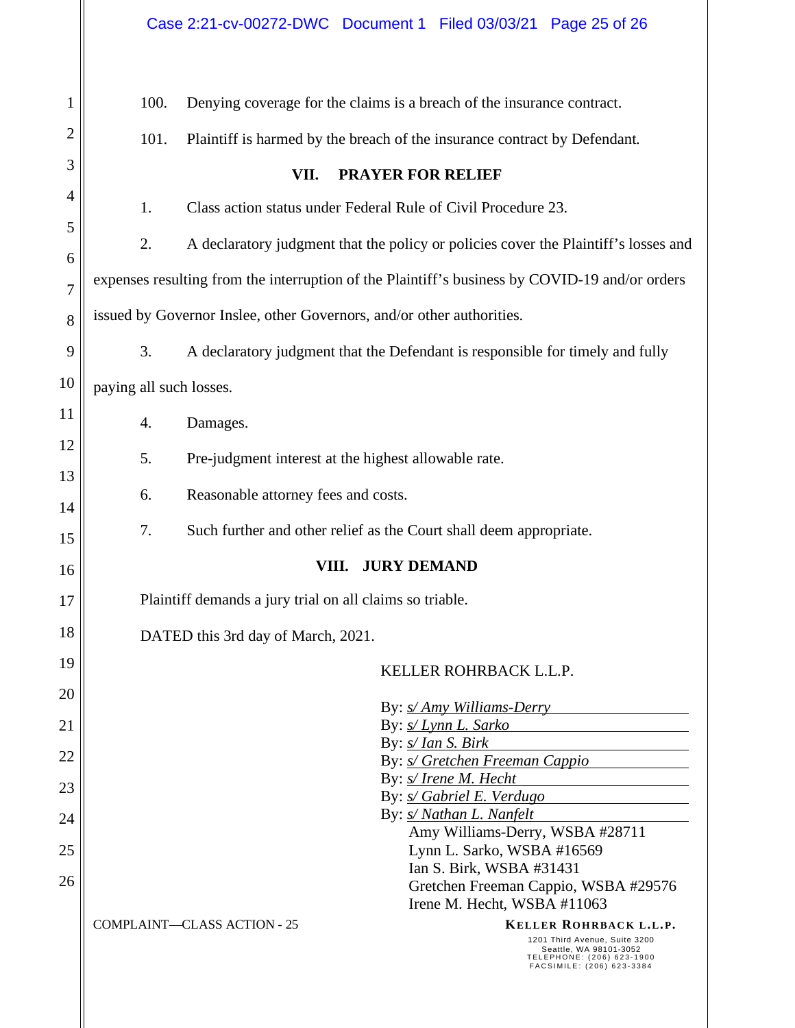100. Denying coverage for the claims is a breach of the insurance contract.

101. Plaintiff is harmed by the breach of the insurance contract by Defendant.

## VII. PRAYER FOR RELIEF

1. Class action status under Federal Rule of Civil Procedure 23.

2. A declaratory judgment that the policy or policies cover the Plaintiff's losses and expenses resulting from the interruption of the Plaintiff's business by COVID-19 and/or orders issued by Governor Inslee, other Governors, and/or other authorities.

3. A declaratory judgment that the Defendant is responsible for timely and fully paying all such losses.

4. Damages.

5. Pre-judgment interest at the highest allowable rate.

6. Reasonable attorney fees and costs.

7. Such further and other relief as the Court shall deem appropriate.

## VIII. JURY DEMAND

Plaintiff demands a jury trial on all claims so triable.

DATED this 3rd day of March, 2021.

KELLER ROHRBACK L.L.P.

By: *s/ Amy Williams-Derry*
By: *s/ Lynn L. Sarko*
By: *s/ Ian S. Birk*
By: *s/ Gretchen Freeman Cappio*
By: *s/ Irene M. Hecht*
By: *s/ Gabriel E. Verdugo*
By: *s/ Nathan L. Nanfelt*
Amy Williams-Derry, WSBA #28711
Lynn L. Sarko, WSBA #16569
Ian S. Birk, WSBA #31431
Gretchen Freeman Cappio, WSBA #29576
Irene M. Hecht, WSBA #11063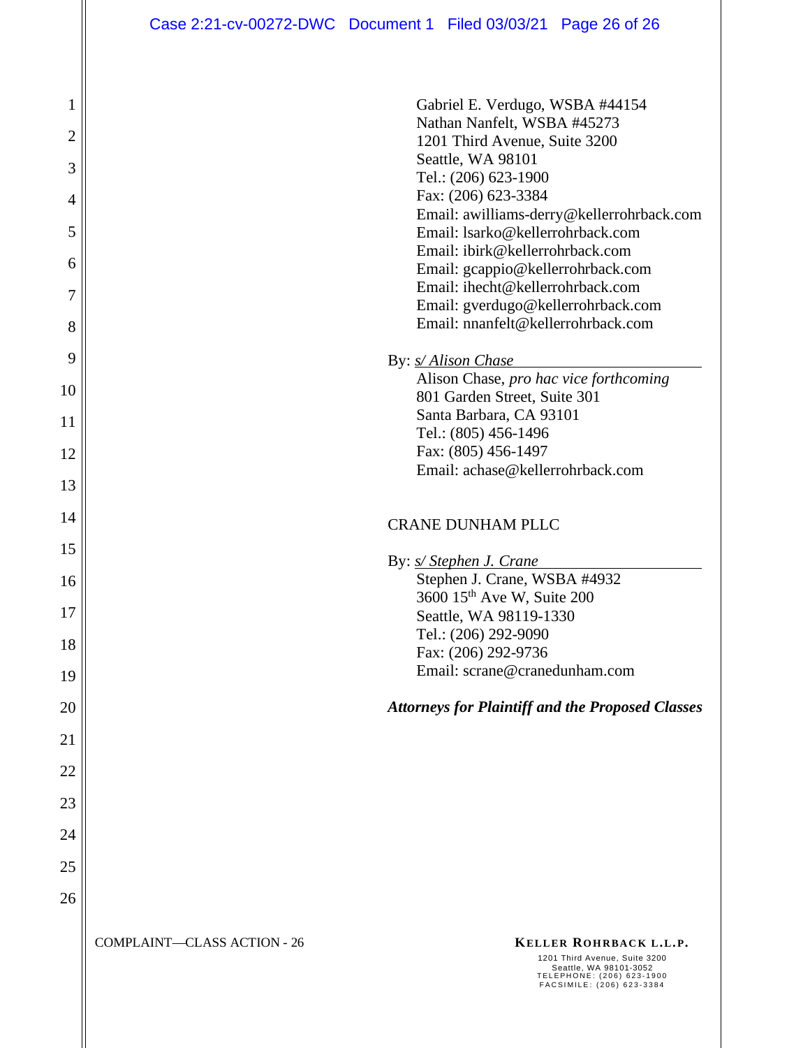Gabriel E. Verdugo, WSBA #44154
Nathan Nanfelt, WSBA #45273
1201 Third Avenue, Suite 3200
Seattle, WA 98101
Tel.: (206) 623-1900
Fax: (206) 623-3384
Email: awilliams-derry@kellerrohrback.com
Email: lsarko@kellerrohrback.com
Email: ibirk@kellerrohrback.com
Email: gcappio@kellerrohrback.com
Email: ihecht@kellerrohrback.com
Email: gverdugo@kellerrohrback.com
Email: nnanfelt@kellerrohrback.com

By: *s/ Alison Chase*
Alison Chase, *pro hac vice forthcoming*
801 Garden Street, Suite 301
Santa Barbara, CA 93101
Tel.: (805) 456-1496
Fax: (805) 456-1497
Email: achase@kellerrohrback.com

CRANE DUNHAM PLLC

By: *s/ Stephen J. Crane*
Stephen J. Crane, WSBA #4932
3600 15th Ave W, Suite 200
Seattle, WA 98119-1330
Tel.: (206) 292-9090
Fax: (206) 292-9736
Email: scrane@cranedunham.com

***Attorneys for Plaintiff and the Proposed Classes***

COMPLAINT—CLASS ACTION - 26

**KELLER ROHRBACK L.L.P.**
1201 Third Avenue, Suite 3200
Seattle, WA 98101-3052
TELEPHONE: (206) 623-1900
FACSIMILE: (206) 623-3384